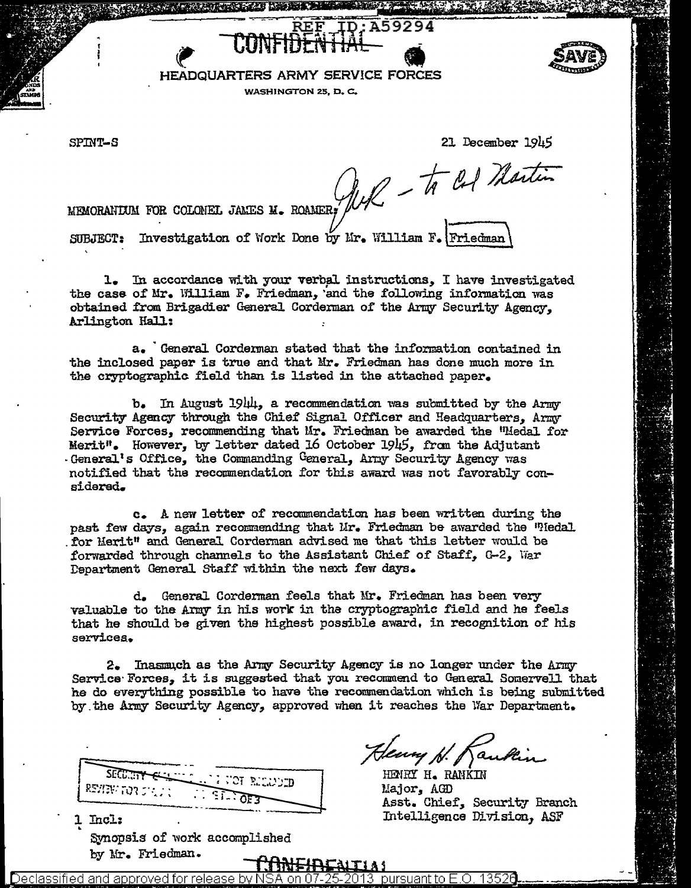REF ID:A59294

CONFIDENTIAL

HEADQUARTERS ARMY SERVICE FORCES
WASHINGTON 25, D. C.

SPINT-S

21 December 1945

JWR - to Col Martin

MEMORANDUM FOR COLONEL JAMES M. ROAMER:

SUBJECT: Investigation of Work Done by Mr. William F. Friedman

1. In accordance with your verbal instructions, I have investigated the case of Mr. William F. Friedman, and the following information was obtained from Brigadier General Corderman of the Army Security Agency, Arlington Hall:

a. General Corderman stated that the information contained in the inclosed paper is true and that Mr. Friedman has done much more in the cryptographic field than is listed in the attached paper.

b. In August 1944, a recommendation was submitted by the Army Security Agency through the Chief Signal Officer and Headquarters, Army Service Forces, recommending that Mr. Friedman be awarded the "Medal for Merit". However, by letter dated 16 October 1945, from the Adjutant General's Office, the Commanding General, Army Security Agency was notified that the recommendation for this award was not favorably considered.

c. A new letter of recommendation has been written during the past few days, again recommending that Mr. Friedman be awarded the "Medal for Merit" and General Corderman advised me that this letter would be forwarded through channels to the Assistant Chief of Staff, G-2, War Department General Staff within the next few days.

d. General Corderman feels that Mr. Friedman has been very valuable to the Army in his work in the cryptographic field and he feels that he should be given the highest possible award, in recognition of his services.

2. Inasmuch as the Army Security Agency is no longer under the Army Service Forces, it is suggested that you recommend to General Somervell that he do everything possible to have the recommendation which is being submitted by the Army Security Agency, approved when it reaches the War Department.

Henry H. Rankin

HENRY H. RANKIN
Major, AGD
Asst. Chief, Security Branch
Intelligence Division, ASF

1 Incl:
Synopsis of work accomplished by Mr. Friedman.

CONFIDENTIAL

Declassified and approved for release by NSA on 07-25-2013 pursuant to E.O. 13526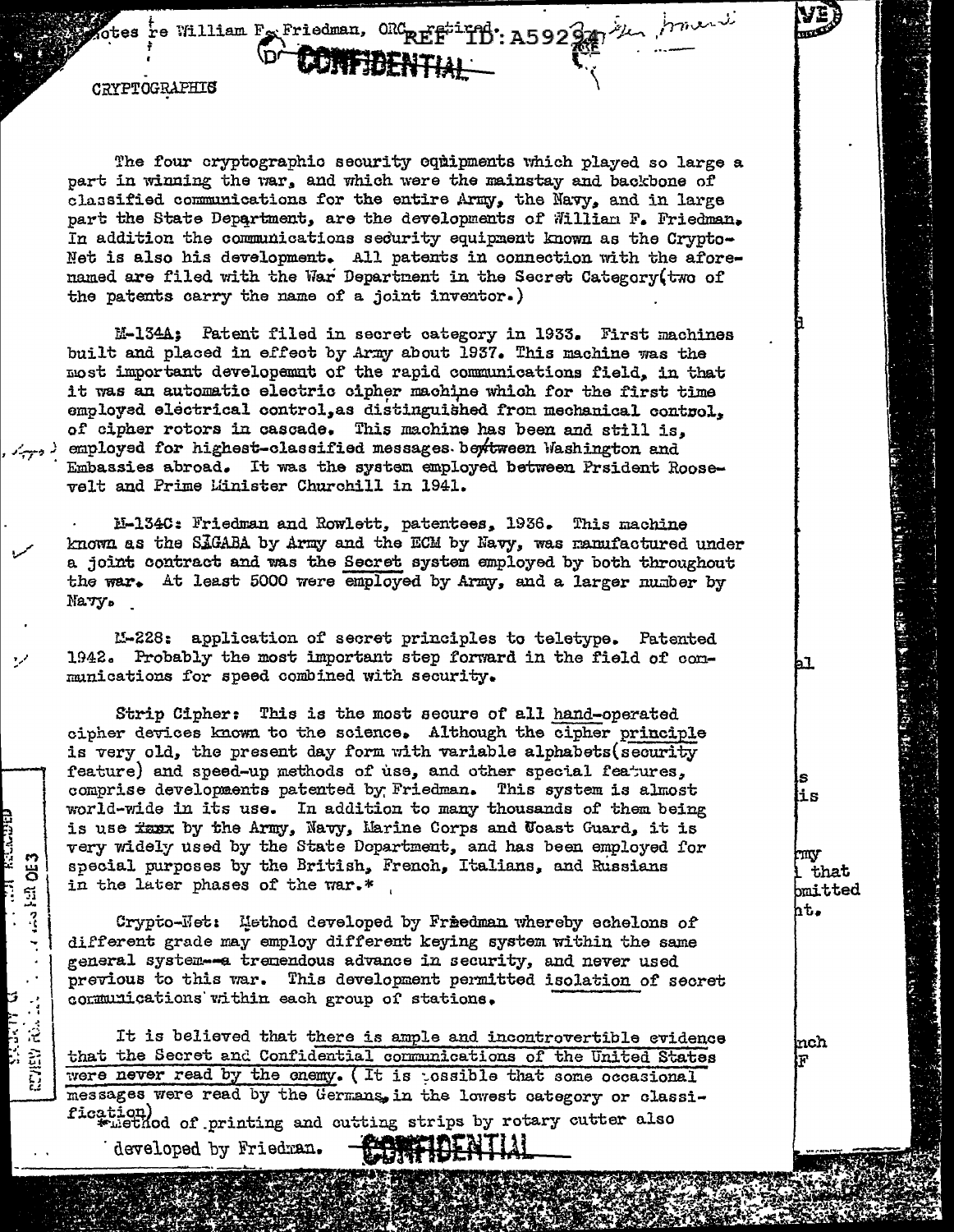Notes re William F. Friedman, ORC, retired. REF ID: A59294

CONFIDENTIAL

CRYPTOGRAPHIC

The four cryptographic security equipments which played so large a part in winning the war, and which were the mainstay and backbone of classified communications for the entire Army, the Navy, and in large part the State Department, are the developments of William F. Friedman. In addition the communications security equipment known as the Crypto-Net is also his development. All patents in connection with the afore-named are filed with the War Department in the Secret Category(two of the patents carry the name of a joint inventor.)

M-134A; Patent filed in secret category in 1933. First machines built and placed in effect by Army about 1937. This machine was the most important developemnt of the rapid communications field, in that it was an automatic electric cipher machine which for the first time employed electrical control,as distinguished from mechanical control, of cipher rotors in cascade. This machine has been and still is, employed for highest-classified messages between Washington and Embassies abroad. It was the system employed between Prsident Roosevelt and Prime Minister Churchill in 1941.

M-134C: Friedman and Rowlett, patentees, 1936. This machine known as the SIGABA by Army and the ECM by Navy, was manufactured under a joint contract and was the Secret system employed by both throughout the war. At least 5000 were employed by Army, and a larger number by Navy.

M-228: application of secret principles to teletype. Patented 1942. Probably the most important step forward in the field of communications for speed combined with security.

Strip Cipher: This is the most secure of all hand-operated cipher devices known to the science. Although the cipher principle is very old, the present day form with variable alphabets(security feature) and speed-up methods of use, and other special features, comprise developments patented by Friedman. This system is almost world-wide in its use. In addition to many thousands of them being is use ~~faux~~ by the Army, Navy, Marine Corps and Coast Guard, it is very widely used by the State Department, and has been employed for special purposes by the British, French, Italians, and Russians in the later phases of the war.*

Crypto-Net: Method developed by Friedman whereby echelons of different grade may employ different keying system within the same general system--a tremendous advance in security, and never used previous to this war. This development permitted isolation of secret communications within each group of stations.

It is believed that there is ample and incontrovertible evidence that the Secret and Confidential communications of the United States were never read by the enemy. ( It is possible that some occasional messages were read by the Germans, in the lowest category or classification)

*Method of printing and cutting strips by rotary cutter also developed by Friedman.

CONFIDENTIAL